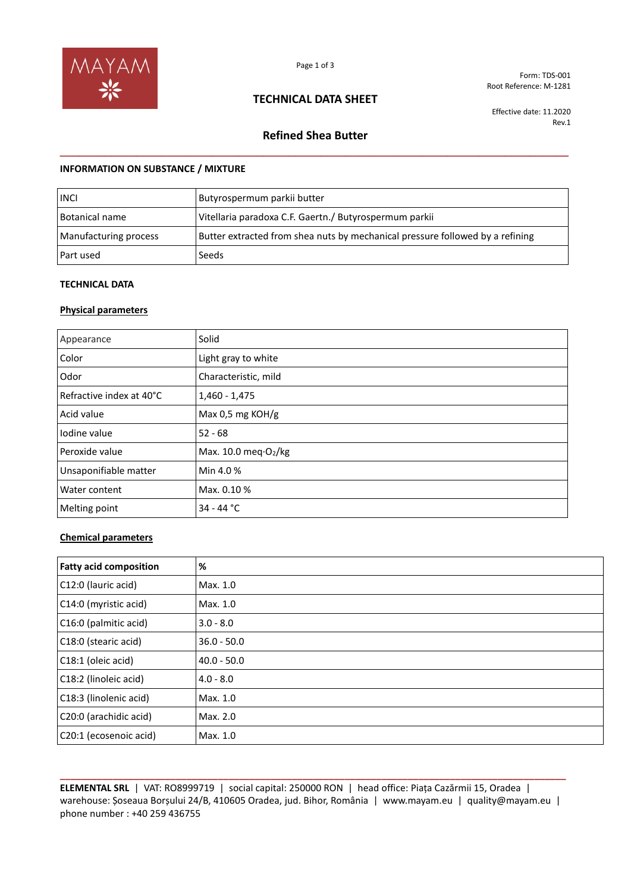MAYAM

Form: TDS-001
Root Reference: M-1281

# TECHNICAL DATA SHEET

Effective date: 11.2020
Rev.1

## Refined Shea Butter

### INFORMATION ON SUBSTANCE / MIXTURE

| | |
|---|---|
| INCI | Butyrospermum parkii butter |
| Botanical name | Vitellaria paradoxa C.F. Gaertn./ Butyrospermum parkii |
| Manufacturing process | Butter extracted from shea nuts by mechanical pressure followed by a refining |
| Part used | Seeds |

### TECHNICAL DATA

**Physical parameters**

| | |
|---|---|
| Appearance | Solid |
| Color | Light gray to white |
| Odor | Characteristic, mild |
| Refractive index at 40°C | 1,460 - 1,475 |
| Acid value | Max 0,5 mg KOH/g |
| Iodine value | 52 - 68 |
| Peroxide value | Max. 10.0 meq·$O_2$/kg |
| Unsaponifiable matter | Min 4.0 % |
| Water content | Max. 0.10 % |
| Melting point | 34 - 44 °C |

**Chemical parameters**

| Fatty acid composition | % |
|---|---|
| C12:0 (lauric acid) | Max. 1.0 |
| C14:0 (myristic acid) | Max. 1.0 |
| C16:0 (palmitic acid) | 3.0 - 8.0 |
| C18:0 (stearic acid) | 36.0 - 50.0 |
| C18:1 (oleic acid) | 40.0 - 50.0 |
| C18:2 (linoleic acid) | 4.0 - 8.0 |
| C18:3 (linolenic acid) | Max. 1.0 |
| C20:0 (arachidic acid) | Max. 2.0 |
| C20:1 (ecosenoic acid) | Max. 1.0 |

**ELEMENTAL SRL** | VAT: RO8999719 | social capital: 250000 RON | head office: Piața Cazărmii 15, Oradea | warehouse: Șoseaua Borșului 24/B, 410605 Oradea, jud. Bihor, România | www.mayam.eu | quality@mayam.eu | phone number : +40 259 436755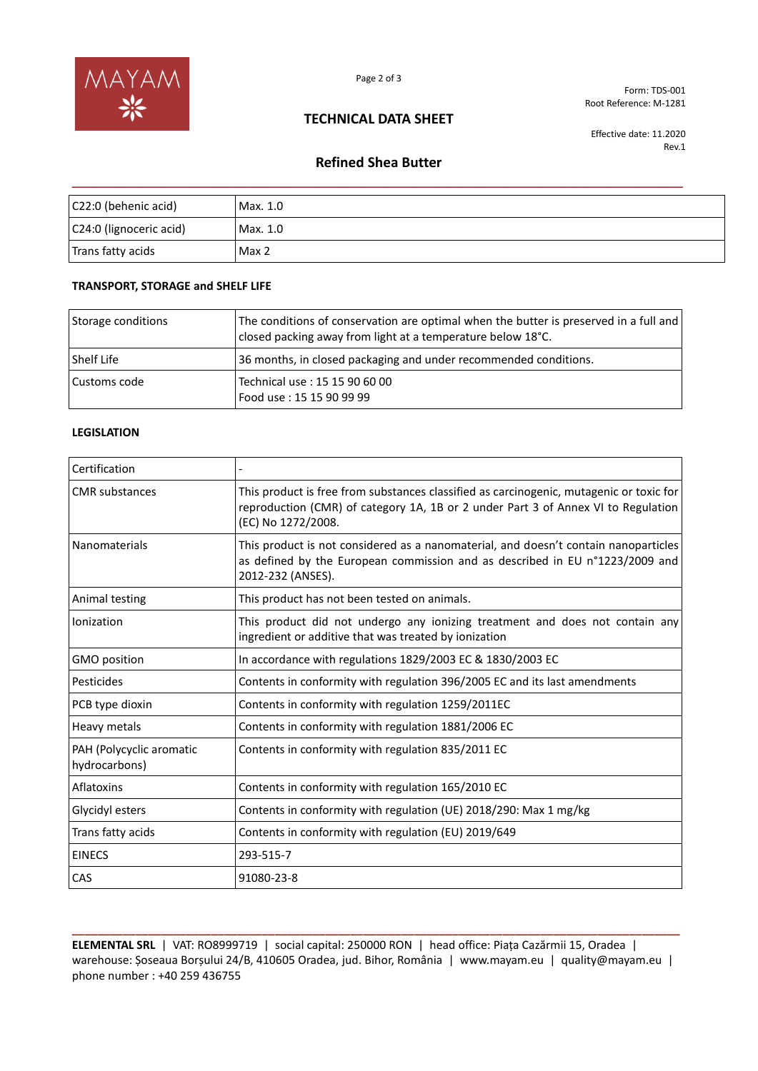| C22:0 (behenic acid) | Max. 1.0 |
|---|---|
| C24:0 (lignoceric acid) | Max. 1.0 |
| Trans fatty acids | Max 2 |

**TRANSPORT, STORAGE and SHELF LIFE**

| Storage conditions | The conditions of conservation are optimal when the butter is preserved in a full and closed packing away from light at a temperature below 18°C. |
|---|---|
| Shelf Life | 36 months, in closed packaging and under recommended conditions. |
| Customs code | Technical use : 15 15 90 60 00<br>Food use : 15 15 90 99 99 |

**LEGISLATION**

| Certification | - |
|---|---|
| CMR substances | This product is free from substances classified as carcinogenic, mutagenic or toxic for reproduction (CMR) of category 1A, 1B or 2 under Part 3 of Annex VI to Regulation (EC) No 1272/2008. |
| Nanomaterials | This product is not considered as a nanomaterial, and doesn't contain nanoparticles as defined by the European commission and as described in EU n°1223/2009 and 2012-232 (ANSES). |
| Animal testing | This product has not been tested on animals. |
| Ionization | This product did not undergo any ionizing treatment and does not contain any ingredient or additive that was treated by ionization |
| GMO position | In accordance with regulations 1829/2003 EC & 1830/2003 EC |
| Pesticides | Contents in conformity with regulation 396/2005 EC and its last amendments |
| PCB type dioxin | Contents in conformity with regulation 1259/2011EC |
| Heavy metals | Contents in conformity with regulation 1881/2006 EC |
| PAH (Polycyclic aromatic hydrocarbons) | Contents in conformity with regulation 835/2011 EC |
| Aflatoxins | Contents in conformity with regulation 165/2010 EC |
| Glycidyl esters | Contents in conformity with regulation (UE) 2018/290: Max 1 mg/kg |
| Trans fatty acids | Contents in conformity with regulation (EU) 2019/649 |
| EINECS | 293-515-7 |
| CAS | 91080-23-8 |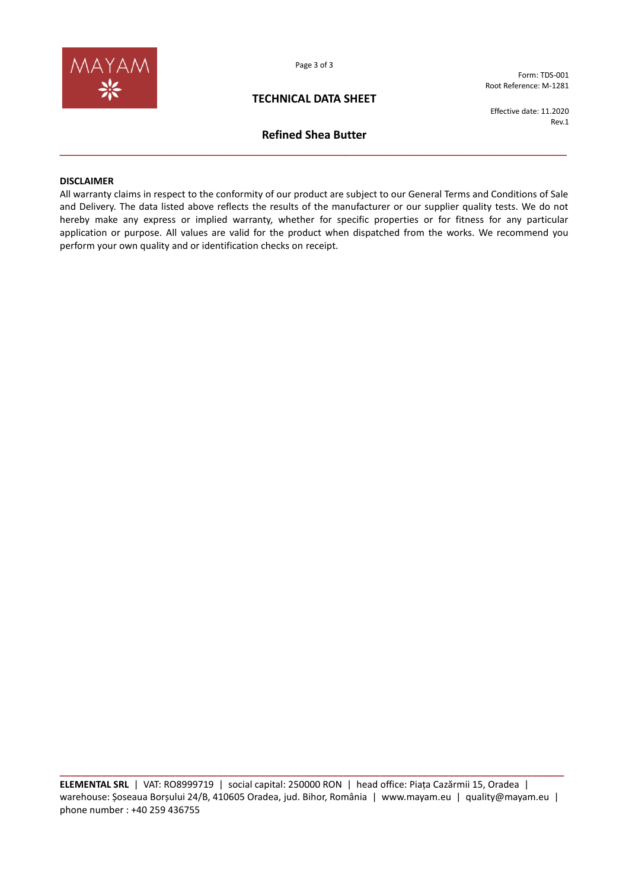## DISCLAIMER

All warranty claims in respect to the conformity of our product are subject to our General Terms and Conditions of Sale and Delivery. The data listed above reflects the results of the manufacturer or our supplier quality tests. We do not hereby make any express or implied warranty, whether for specific properties or for fitness for any particular application or purpose. All values are valid for the product when dispatched from the works. We recommend you perform your own quality and or identification checks on receipt.